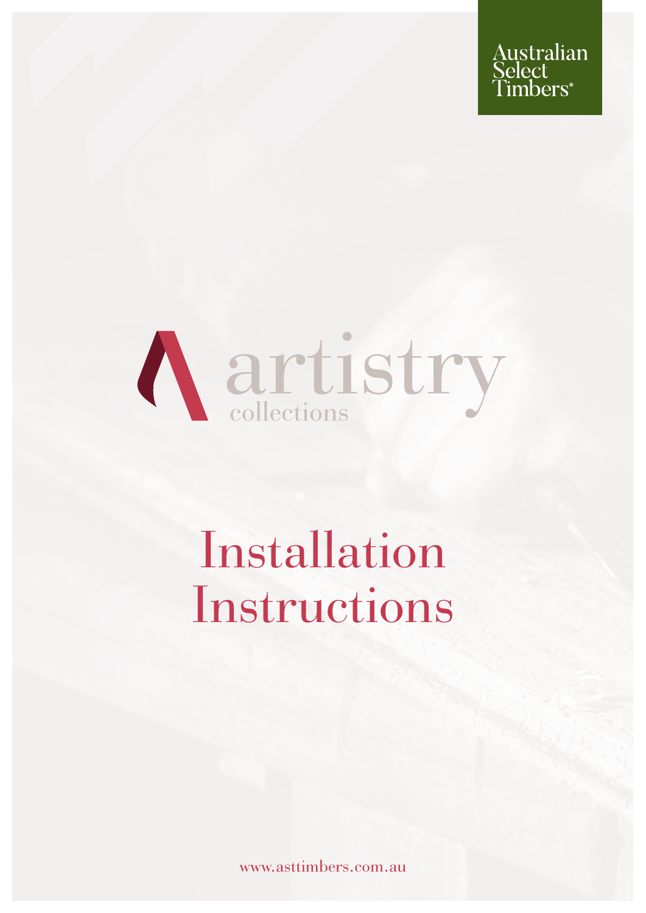Australian Select Timbers®

artistry collections

# Installation Instructions

www.asttimbers.com.au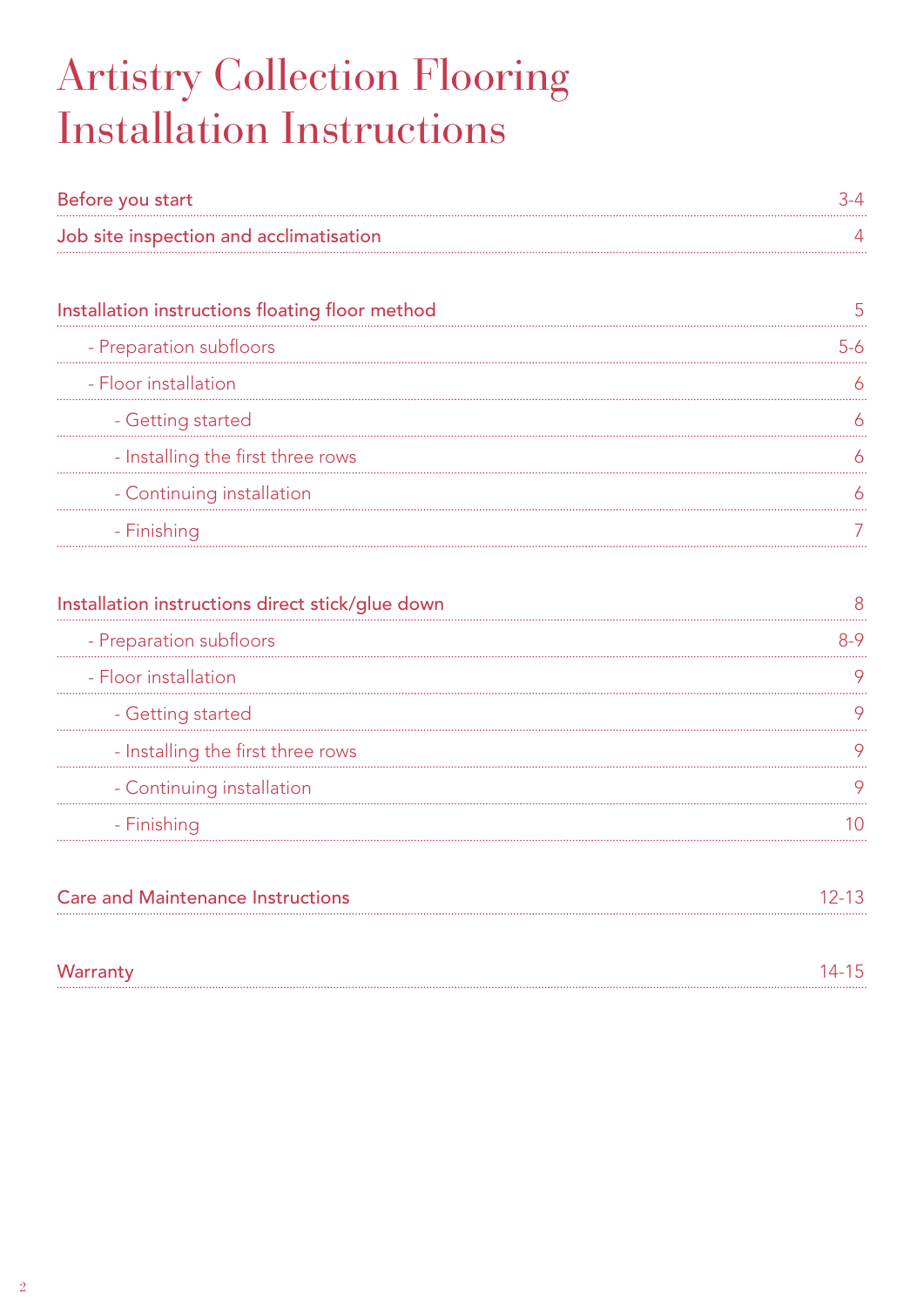# Artistry Collection Flooring Installation Instructions

| | |
|---|---|
| Before you start | 3-4 |
| Job site inspection and acclimatisation | 4 |
| | |
| Installation instructions floating floor method | 5 |
| - Preparation subfloors | 5-6 |
| - Floor installation | 6 |
| - Getting started | 6 |
| - Installing the first three rows | 6 |
| - Continuing installation | 6 |
| - Finishing | 7 |
| | |
| Installation instructions direct stick/glue down | 8 |
| - Preparation subfloors | 8-9 |
| - Floor installation | 9 |
| - Getting started | 9 |
| - Installing the first three rows | 9 |
| - Continuing installation | 9 |
| - Finishing | 10 |
| | |
| Care and Maintenance Instructions | 12-13 |
| | |
| Warranty | 14-15 |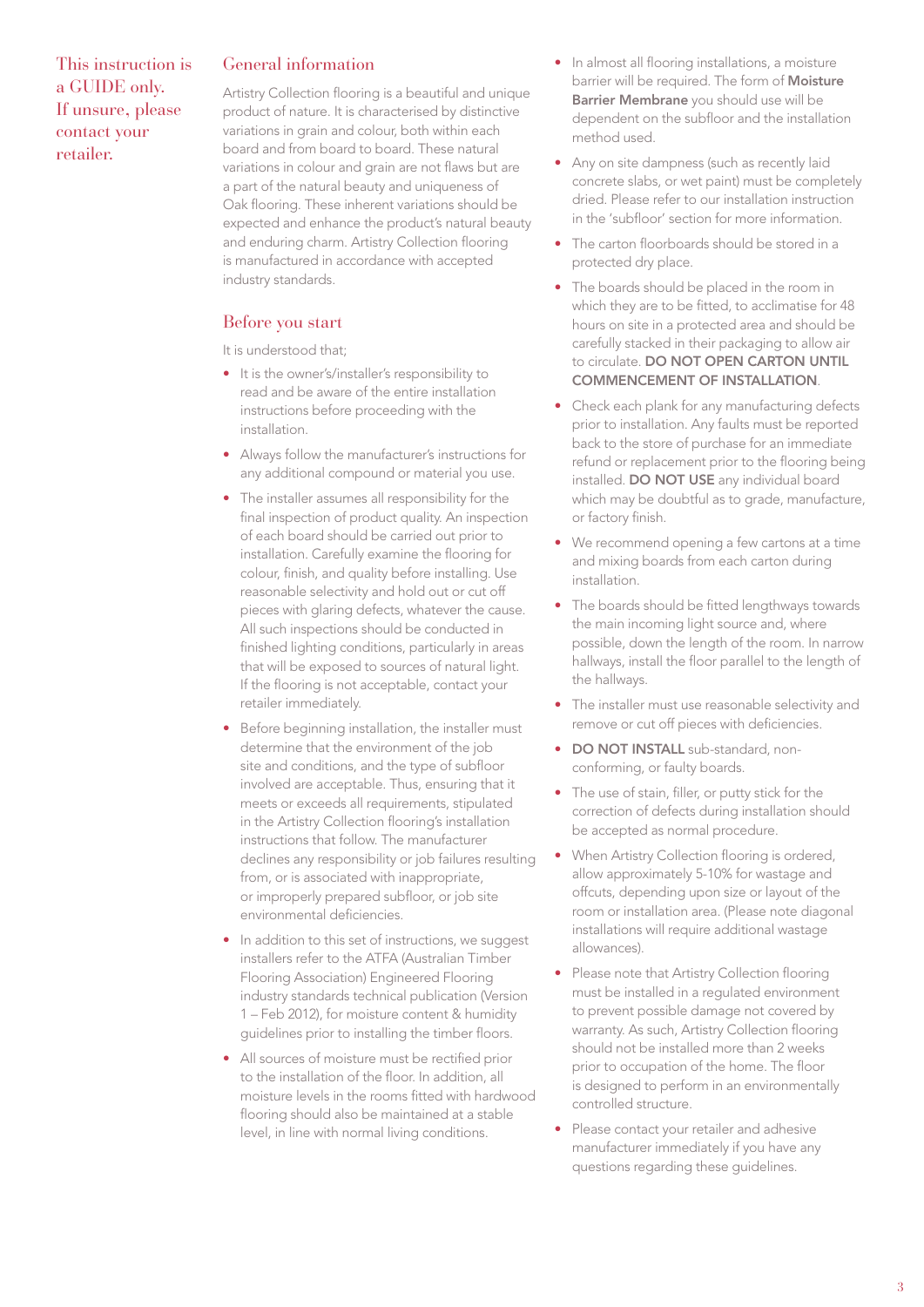This instruction is a GUIDE only. If unsure, please contact your retailer.

## General information

Artistry Collection flooring is a beautiful and unique product of nature. It is characterised by distinctive variations in grain and colour, both within each board and from board to board. These natural variations in colour and grain are not flaws but are a part of the natural beauty and uniqueness of Oak flooring. These inherent variations should be expected and enhance the product's natural beauty and enduring charm. Artistry Collection flooring is manufactured in accordance with accepted industry standards.

## Before you start

It is understood that;

- It is the owner's/installer's responsibility to read and be aware of the entire installation instructions before proceeding with the installation.
- Always follow the manufacturer's instructions for any additional compound or material you use.
- The installer assumes all responsibility for the final inspection of product quality. An inspection of each board should be carried out prior to installation. Carefully examine the flooring for colour, finish, and quality before installing. Use reasonable selectivity and hold out or cut off pieces with glaring defects, whatever the cause. All such inspections should be conducted in finished lighting conditions, particularly in areas that will be exposed to sources of natural light. If the flooring is not acceptable, contact your retailer immediately.
- Before beginning installation, the installer must determine that the environment of the job site and conditions, and the type of subfloor involved are acceptable. Thus, ensuring that it meets or exceeds all requirements, stipulated in the Artistry Collection flooring's installation instructions that follow. The manufacturer declines any responsibility or job failures resulting from, or is associated with inappropriate, or improperly prepared subfloor, or job site environmental deficiencies.
- In addition to this set of instructions, we suggest installers refer to the ATFA (Australian Timber Flooring Association) Engineered Flooring industry standards technical publication (Version 1 – Feb 2012), for moisture content & humidity guidelines prior to installing the timber floors.
- All sources of moisture must be rectified prior to the installation of the floor. In addition, all moisture levels in the rooms fitted with hardwood flooring should also be maintained at a stable level, in line with normal living conditions.
- In almost all flooring installations, a moisture barrier will be required. The form of **Moisture Barrier Membrane** you should use will be dependent on the subfloor and the installation method used.
- Any on site dampness (such as recently laid concrete slabs, or wet paint) must be completely dried. Please refer to our installation instruction in the 'subfloor' section for more information.
- The carton floorboards should be stored in a protected dry place.
- The boards should be placed in the room in which they are to be fitted, to acclimatise for 48 hours on site in a protected area and should be carefully stacked in their packaging to allow air to circulate. **DO NOT OPEN CARTON UNTIL COMMENCEMENT OF INSTALLATION**.
- Check each plank for any manufacturing defects prior to installation. Any faults must be reported back to the store of purchase for an immediate refund or replacement prior to the flooring being installed. **DO NOT USE** any individual board which may be doubtful as to grade, manufacture, or factory finish.
- We recommend opening a few cartons at a time and mixing boards from each carton during installation.
- The boards should be fitted lengthways towards the main incoming light source and, where possible, down the length of the room. In narrow hallways, install the floor parallel to the length of the hallways.
- The installer must use reasonable selectivity and remove or cut off pieces with deficiencies.
- **DO NOT INSTALL** sub-standard, non-conforming, or faulty boards.
- The use of stain, filler, or putty stick for the correction of defects during installation should be accepted as normal procedure.
- When Artistry Collection flooring is ordered, allow approximately 5-10% for wastage and offcuts, depending upon size or layout of the room or installation area. (Please note diagonal installations will require additional wastage allowances).
- Please note that Artistry Collection flooring must be installed in a regulated environment to prevent possible damage not covered by warranty. As such, Artistry Collection flooring should not be installed more than 2 weeks prior to occupation of the home. The floor is designed to perform in an environmentally controlled structure.
- Please contact your retailer and adhesive manufacturer immediately if you have any questions regarding these guidelines.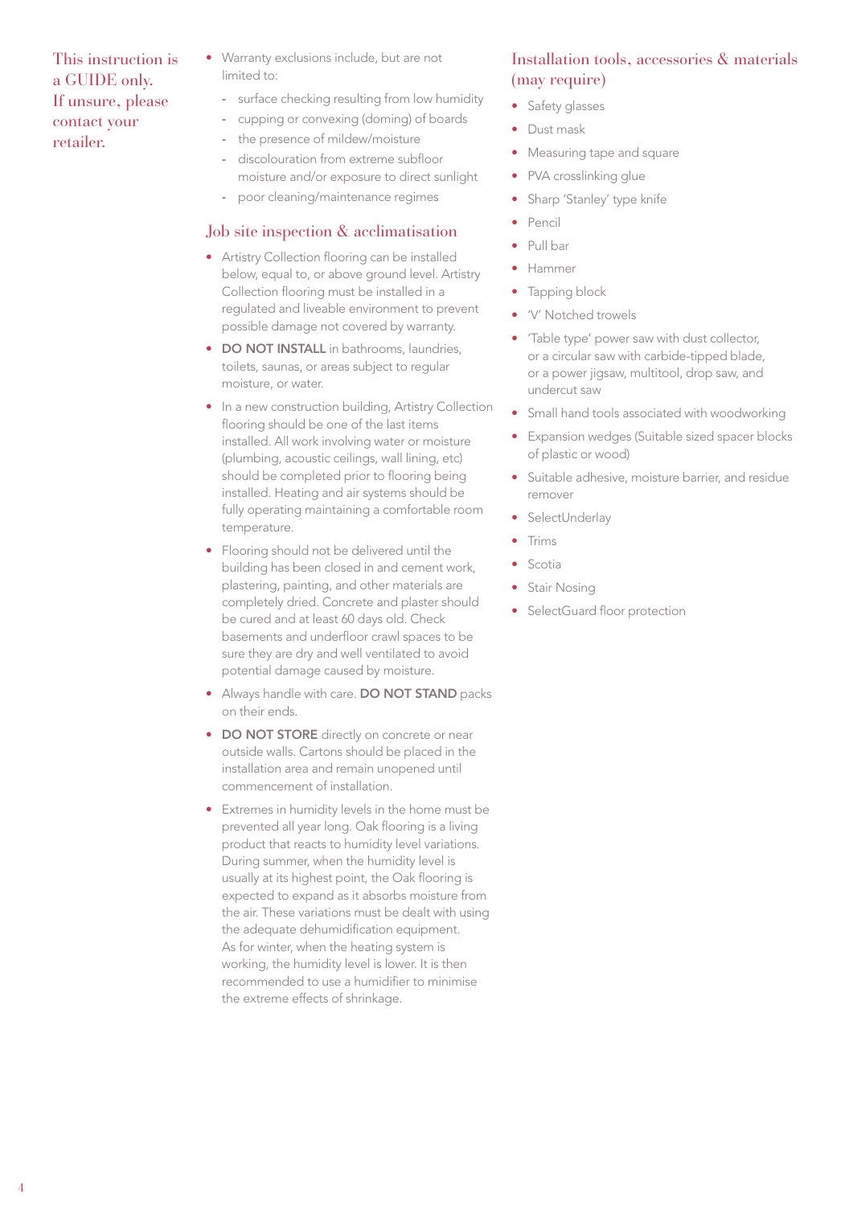This instruction is a GUIDE only. If unsure, please contact your retailer.

- Warranty exclusions include, but are not limited to:
  - surface checking resulting from low humidity
  - cupping or convexing (doming) of boards
  - the presence of mildew/moisture
  - discolouration from extreme subfloor moisture and/or exposure to direct sunlight
  - poor cleaning/maintenance regimes

## Job site inspection & acclimatisation

- Artistry Collection flooring can be installed below, equal to, or above ground level. Artistry Collection flooring must be installed in a regulated and liveable environment to prevent possible damage not covered by warranty.
- **DO NOT INSTALL** in bathrooms, laundries, toilets, saunas, or areas subject to regular moisture, or water.
- In a new construction building, Artistry Collection flooring should be one of the last items installed. All work involving water or moisture (plumbing, acoustic ceilings, wall lining, etc) should be completed prior to flooring being installed. Heating and air systems should be fully operating maintaining a comfortable room temperature.
- Flooring should not be delivered until the building has been closed in and cement work, plastering, painting, and other materials are completely dried. Concrete and plaster should be cured and at least 60 days old. Check basements and underfloor crawl spaces to be sure they are dry and well ventilated to avoid potential damage caused by moisture.
- Always handle with care. **DO NOT STAND** packs on their ends.
- **DO NOT STORE** directly on concrete or near outside walls. Cartons should be placed in the installation area and remain unopened until commencement of installation.
- Extremes in humidity levels in the home must be prevented all year long. Oak flooring is a living product that reacts to humidity level variations. During summer, when the humidity level is usually at its highest point, the Oak flooring is expected to expand as it absorbs moisture from the air. These variations must be dealt with using the adequate dehumidification equipment. As for winter, when the heating system is working, the humidity level is lower. It is then recommended to use a humidifier to minimise the extreme effects of shrinkage.

## Installation tools, accessories & materials (may require)

- Safety glasses
- Dust mask
- Measuring tape and square
- PVA crosslinking glue
- Sharp 'Stanley' type knife
- Pencil
- Pull bar
- Hammer
- Tapping block
- 'V' Notched trowels
- 'Table type' power saw with dust collector, or a circular saw with carbide-tipped blade, or a power jigsaw, multitool, drop saw, and undercut saw
- Small hand tools associated with woodworking
- Expansion wedges (Suitable sized spacer blocks of plastic or wood)
- Suitable adhesive, moisture barrier, and residue remover
- SelectUnderlay
- Trims
- Scotia
- Stair Nosing
- SelectGuard floor protection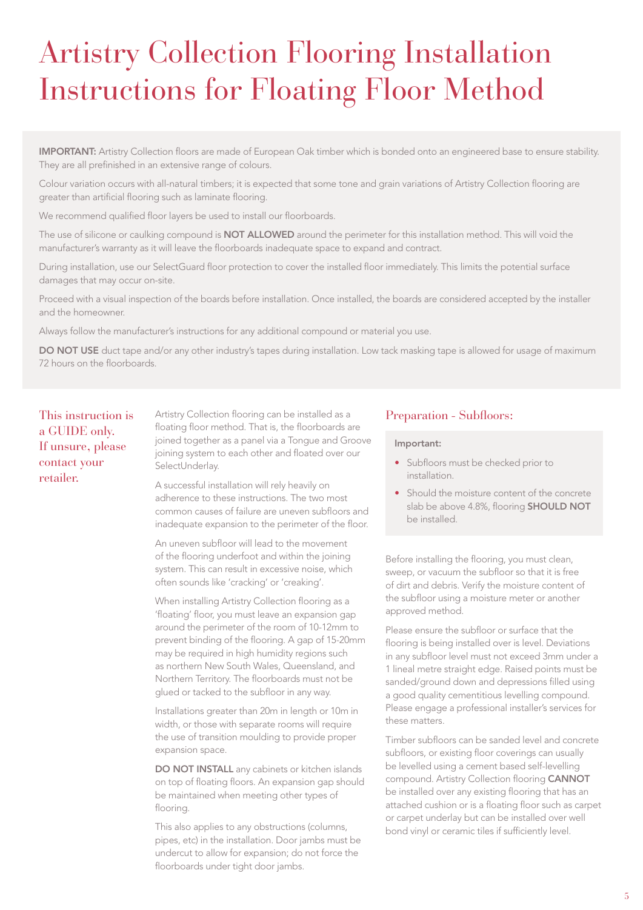# Artistry Collection Flooring Installation Instructions for Floating Floor Method

**IMPORTANT:** Artistry Collection floors are made of European Oak timber which is bonded onto an engineered base to ensure stability. They are all prefinished in an extensive range of colours.

Colour variation occurs with all-natural timbers; it is expected that some tone and grain variations of Artistry Collection flooring are greater than artificial flooring such as laminate flooring.

We recommend qualified floor layers be used to install our floorboards.

The use of silicone or caulking compound is **NOT ALLOWED** around the perimeter for this installation method. This will void the manufacturer's warranty as it will leave the floorboards inadequate space to expand and contract.

During installation, use our SelectGuard floor protection to cover the installed floor immediately. This limits the potential surface damages that may occur on-site.

Proceed with a visual inspection of the boards before installation. Once installed, the boards are considered accepted by the installer and the homeowner.

Always follow the manufacturer's instructions for any additional compound or material you use.

**DO NOT USE** duct tape and/or any other industry's tapes during installation. Low tack masking tape is allowed for usage of maximum 72 hours on the floorboards.

This instruction is a GUIDE only. If unsure, please contact your retailer.

Artistry Collection flooring can be installed as a floating floor method. That is, the floorboards are joined together as a panel via a Tongue and Groove joining system to each other and floated over our SelectUnderlay.

A successful installation will rely heavily on adherence to these instructions. The two most common causes of failure are uneven subfloors and inadequate expansion to the perimeter of the floor.

An uneven subfloor will lead to the movement of the flooring underfoot and within the joining system. This can result in excessive noise, which often sounds like 'cracking' or 'creaking'.

When installing Artistry Collection flooring as a 'floating' floor, you must leave an expansion gap around the perimeter of the room of 10-12mm to prevent binding of the flooring. A gap of 15-20mm may be required in high humidity regions such as northern New South Wales, Queensland, and Northern Territory. The floorboards must not be glued or tacked to the subfloor in any way.

Installations greater than 20m in length or 10m in width, or those with separate rooms will require the use of transition moulding to provide proper expansion space.

**DO NOT INSTALL** any cabinets or kitchen islands on top of floating floors. An expansion gap should be maintained when meeting other types of flooring.

This also applies to any obstructions (columns, pipes, etc) in the installation. Door jambs must be undercut to allow for expansion; do not force the floorboards under tight door jambs.

## Preparation - Subfloors:

**Important:**

- Subfloors must be checked prior to installation.
- Should the moisture content of the concrete slab be above 4.8%, flooring **SHOULD NOT** be installed.

Before installing the flooring, you must clean, sweep, or vacuum the subfloor so that it is free of dirt and debris. Verify the moisture content of the subfloor using a moisture meter or another approved method.

Please ensure the subfloor or surface that the flooring is being installed over is level. Deviations in any subfloor level must not exceed 3mm under a 1 lineal metre straight edge. Raised points must be sanded/ground down and depressions filled using a good quality cementitious levelling compound. Please engage a professional installer's services for these matters.

Timber subfloors can be sanded level and concrete subfloors, or existing floor coverings can usually be levelled using a cement based self-levelling compound. Artistry Collection flooring **CANNOT** be installed over any existing flooring that has an attached cushion or is a floating floor such as carpet or carpet underlay but can be installed over well bond vinyl or ceramic tiles if sufficiently level.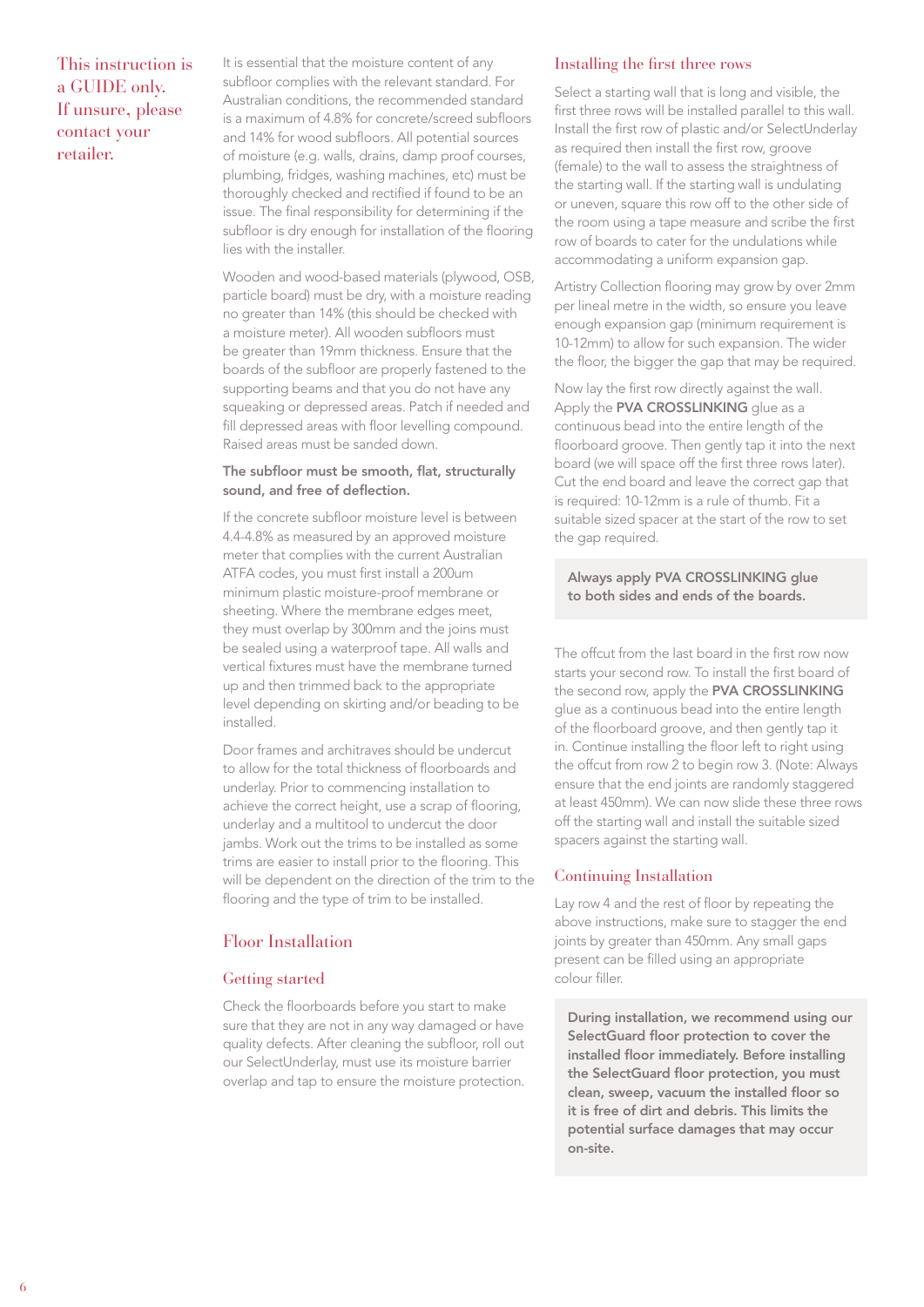This instruction is a GUIDE only. If unsure, please contact your retailer.

It is essential that the moisture content of any subfloor complies with the relevant standard. For Australian conditions, the recommended standard is a maximum of 4.8% for concrete/screed subfloors and 14% for wood subfloors. All potential sources of moisture (e.g. walls, drains, damp proof courses, plumbing, fridges, washing machines, etc) must be thoroughly checked and rectified if found to be an issue. The final responsibility for determining if the subfloor is dry enough for installation of the flooring lies with the installer.

Wooden and wood-based materials (plywood, OSB, particle board) must be dry, with a moisture reading no greater than 14% (this should be checked with a moisture meter). All wooden subfloors must be greater than 19mm thickness. Ensure that the boards of the subfloor are properly fastened to the supporting beams and that you do not have any squeaking or depressed areas. Patch if needed and fill depressed areas with floor levelling compound. Raised areas must be sanded down.

**The subfloor must be smooth, flat, structurally sound, and free of deflection.**

If the concrete subfloor moisture level is between 4.4-4.8% as measured by an approved moisture meter that complies with the current Australian ATFA codes, you must first install a 200um minimum plastic moisture-proof membrane or sheeting. Where the membrane edges meet, they must overlap by 300mm and the joins must be sealed using a waterproof tape. All walls and vertical fixtures must have the membrane turned up and then trimmed back to the appropriate level depending on skirting and/or beading to be installed.

Door frames and architraves should be undercut to allow for the total thickness of floorboards and underlay. Prior to commencing installation to achieve the correct height, use a scrap of flooring, underlay and a multitool to undercut the door jambs. Work out the trims to be installed as some trims are easier to install prior to the flooring. This will be dependent on the direction of the trim to the flooring and the type of trim to be installed.

## Floor Installation

### Getting started

Check the floorboards before you start to make sure that they are not in any way damaged or have quality defects. After cleaning the subfloor, roll out our SelectUnderlay, must use its moisture barrier overlap and tap to ensure the moisture protection.

### Installing the first three rows

Select a starting wall that is long and visible, the first three rows will be installed parallel to this wall. Install the first row of plastic and/or SelectUnderlay as required then install the first row, groove (female) to the wall to assess the straightness of the starting wall. If the starting wall is undulating or uneven, square this row off to the other side of the room using a tape measure and scribe the first row of boards to cater for the undulations while accommodating a uniform expansion gap.

Artistry Collection flooring may grow by over 2mm per lineal metre in the width, so ensure you leave enough expansion gap (minimum requirement is 10-12mm) to allow for such expansion. The wider the floor, the bigger the gap that may be required.

Now lay the first row directly against the wall. Apply the **PVA CROSSLINKING** glue as a continuous bead into the entire length of the floorboard groove. Then gently tap it into the next board (we will space off the first three rows later). Cut the end board and leave the correct gap that is required: 10-12mm is a rule of thumb. Fit a suitable sized spacer at the start of the row to set the gap required.

**Always apply PVA CROSSLINKING glue to both sides and ends of the boards.**

The offcut from the last board in the first row now starts your second row. To install the first board of the second row, apply the **PVA CROSSLINKING** glue as a continuous bead into the entire length of the floorboard groove, and then gently tap it in. Continue installing the floor left to right using the offcut from row 2 to begin row 3. (Note: Always ensure that the end joints are randomly staggered at least 450mm). We can now slide these three rows off the starting wall and install the suitable sized spacers against the starting wall.

### Continuing Installation

Lay row 4 and the rest of floor by repeating the above instructions, make sure to stagger the end joints by greater than 450mm. Any small gaps present can be filled using an appropriate colour filler.

**During installation, we recommend using our SelectGuard floor protection to cover the installed floor immediately. Before installing the SelectGuard floor protection, you must clean, sweep, vacuum the installed floor so it is free of dirt and debris. This limits the potential surface damages that may occur on-site.**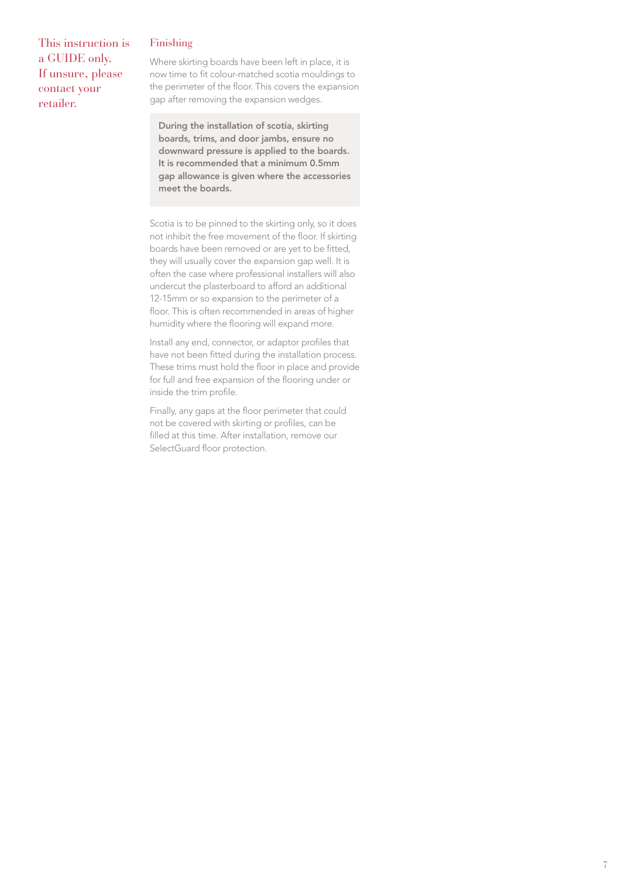This instruction is a GUIDE only. If unsure, please contact your retailer.

## Finishing

Where skirting boards have been left in place, it is now time to fit colour-matched scotia mouldings to the perimeter of the floor. This covers the expansion gap after removing the expansion wedges.

**During the installation of scotia, skirting boards, trims, and door jambs, ensure no downward pressure is applied to the boards. It is recommended that a minimum 0.5mm gap allowance is given where the accessories meet the boards.**

Scotia is to be pinned to the skirting only, so it does not inhibit the free movement of the floor. If skirting boards have been removed or are yet to be fitted, they will usually cover the expansion gap well. It is often the case where professional installers will also undercut the plasterboard to afford an additional 12-15mm or so expansion to the perimeter of a floor. This is often recommended in areas of higher humidity where the flooring will expand more.

Install any end, connector, or adaptor profiles that have not been fitted during the installation process. These trims must hold the floor in place and provide for full and free expansion of the flooring under or inside the trim profile.

Finally, any gaps at the floor perimeter that could not be covered with skirting or profiles, can be filled at this time. After installation, remove our SelectGuard floor protection.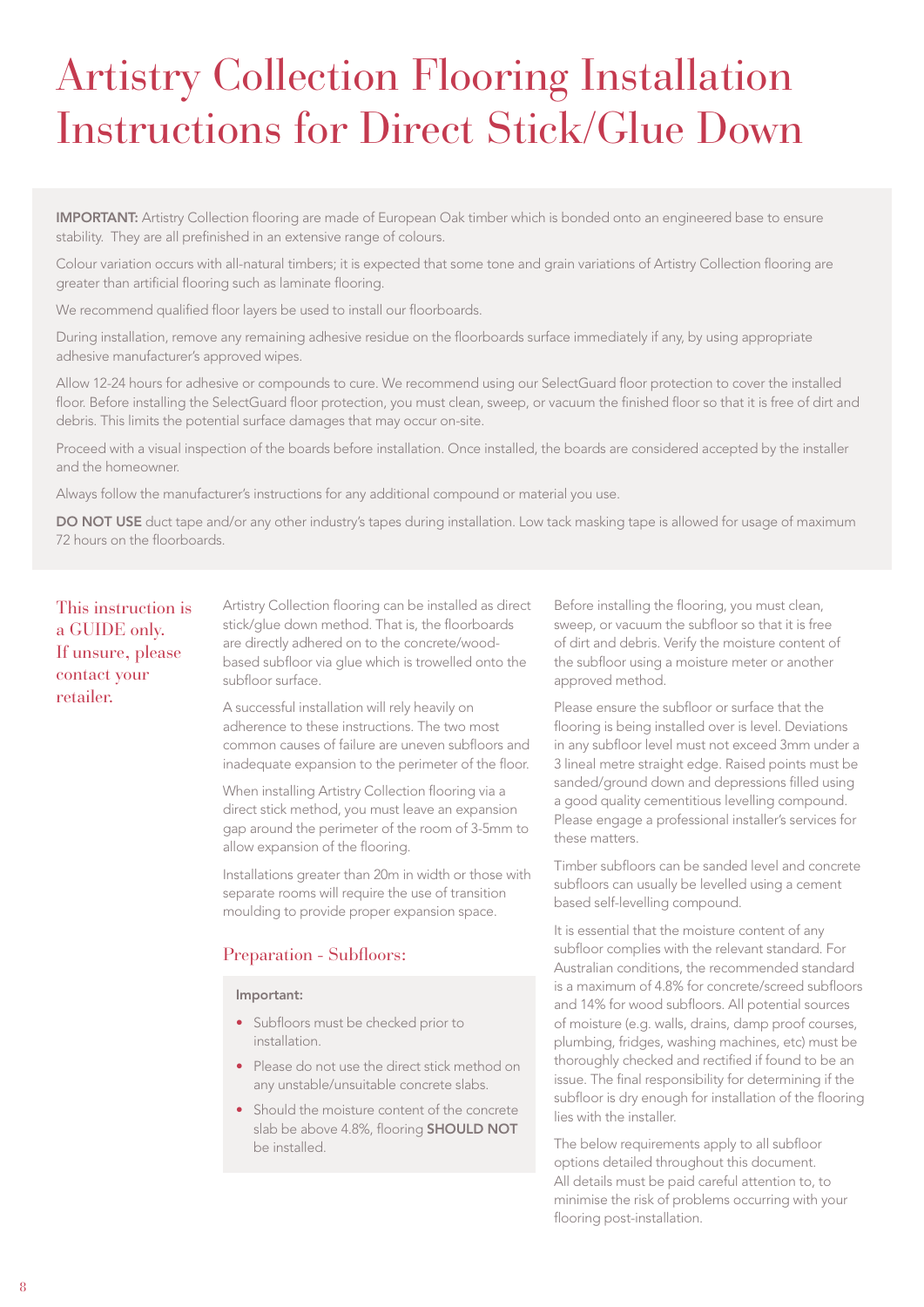# Artistry Collection Flooring Installation Instructions for Direct Stick/Glue Down

**IMPORTANT:** Artistry Collection flooring are made of European Oak timber which is bonded onto an engineered base to ensure stability. They are all prefinished in an extensive range of colours.

Colour variation occurs with all-natural timbers; it is expected that some tone and grain variations of Artistry Collection flooring are greater than artificial flooring such as laminate flooring.

We recommend qualified floor layers be used to install our floorboards.

During installation, remove any remaining adhesive residue on the floorboards surface immediately if any, by using appropriate adhesive manufacturer's approved wipes.

Allow 12-24 hours for adhesive or compounds to cure. We recommend using our SelectGuard floor protection to cover the installed floor. Before installing the SelectGuard floor protection, you must clean, sweep, or vacuum the finished floor so that it is free of dirt and debris. This limits the potential surface damages that may occur on-site.

Proceed with a visual inspection of the boards before installation. Once installed, the boards are considered accepted by the installer and the homeowner.

Always follow the manufacturer's instructions for any additional compound or material you use.

**DO NOT USE** duct tape and/or any other industry's tapes during installation. Low tack masking tape is allowed for usage of maximum 72 hours on the floorboards.

This instruction is a GUIDE only. If unsure, please contact your retailer.

Artistry Collection flooring can be installed as direct stick/glue down method. That is, the floorboards are directly adhered on to the concrete/wood-based subfloor via glue which is trowelled onto the subfloor surface.

A successful installation will rely heavily on adherence to these instructions. The two most common causes of failure are uneven subfloors and inadequate expansion to the perimeter of the floor.

When installing Artistry Collection flooring via a direct stick method, you must leave an expansion gap around the perimeter of the room of 3-5mm to allow expansion of the flooring.

Installations greater than 20m in width or those with separate rooms will require the use of transition moulding to provide proper expansion space.

## Preparation - Subfloors:

**Important:**

- Subfloors must be checked prior to installation.
- Please do not use the direct stick method on any unstable/unsuitable concrete slabs.
- Should the moisture content of the concrete slab be above 4.8%, flooring **SHOULD NOT** be installed.

Before installing the flooring, you must clean, sweep, or vacuum the subfloor so that it is free of dirt and debris. Verify the moisture content of the subfloor using a moisture meter or another approved method.

Please ensure the subfloor or surface that the flooring is being installed over is level. Deviations in any subfloor level must not exceed 3mm under a 3 lineal metre straight edge. Raised points must be sanded/ground down and depressions filled using a good quality cementitious levelling compound. Please engage a professional installer's services for these matters.

Timber subfloors can be sanded level and concrete subfloors can usually be levelled using a cement based self-levelling compound.

It is essential that the moisture content of any subfloor complies with the relevant standard. For Australian conditions, the recommended standard is a maximum of 4.8% for concrete/screed subfloors and 14% for wood subfloors. All potential sources of moisture (e.g. walls, drains, damp proof courses, plumbing, fridges, washing machines, etc) must be thoroughly checked and rectified if found to be an issue. The final responsibility for determining if the subfloor is dry enough for installation of the flooring lies with the installer.

The below requirements apply to all subfloor options detailed throughout this document. All details must be paid careful attention to, to minimise the risk of problems occurring with your flooring post-installation.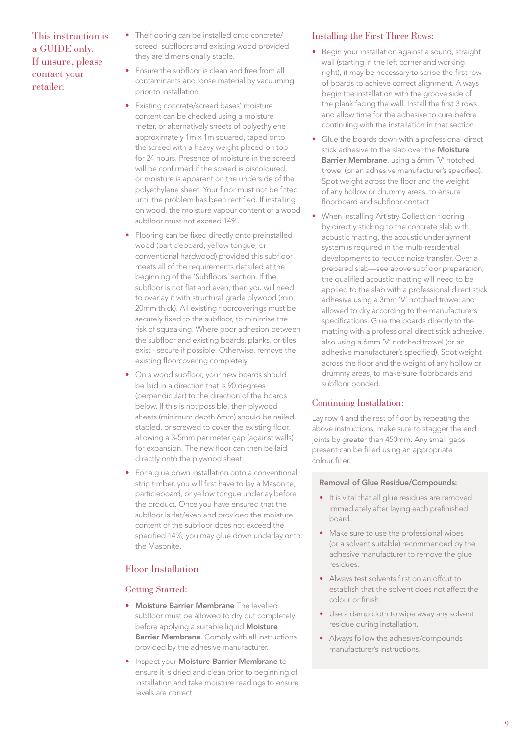This instruction is a GUIDE only. If unsure, please contact your retailer.

- The flooring can be installed onto concrete/screed subfloors and existing wood provided they are dimensionally stable.
- Ensure the subfloor is clean and free from all contaminants and loose material by vacuuming prior to installation.
- Existing concrete/screed bases' moisture content can be checked using a moisture meter, or alternatively sheets of polyethylene approximately 1m x 1m squared, taped onto the screed with a heavy weight placed on top for 24 hours. Presence of moisture in the screed will be confirmed if the screed is discoloured, or moisture is apparent on the underside of the polyethylene sheet. Your floor must not be fitted until the problem has been rectified. If installing on wood, the moisture vapour content of a wood subfloor must not exceed 14%.
- Flooring can be fixed directly onto preinstalled wood (particleboard, yellow tongue, or conventional hardwood) provided this subfloor meets all of the requirements detailed at the beginning of the 'Subfloors' section. If the subfloor is not flat and even, then you will need to overlay it with structural grade plywood (min 20mm thick). All existing floorcoverings must be securely fixed to the subfloor, to minimise the risk of squeaking. Where poor adhesion between the subfloor and existing boards, planks, or tiles exist - secure if possible. Otherwise, remove the existing floorcovering completely.
- On a wood subfloor, your new boards should be laid in a direction that is 90 degrees (perpendicular) to the direction of the boards below. If this is not possible, then plywood sheets (minimum depth 6mm) should be nailed, stapled, or screwed to cover the existing floor, allowing a 3-5mm perimeter gap (against walls) for expansion. The new floor can then be laid directly onto the plywood sheet.
- For a glue down installation onto a conventional strip timber, you will first have to lay a Masonite, particleboard, or yellow tongue underlay before the product. Once you have ensured that the subfloor is flat/even and provided the moisture content of the subfloor does not exceed the specified 14%, you may glue down underlay onto the Masonite.

## Floor Installation

### Getting Started:

- **Moisture Barrier Membrane** The levelled subfloor must be allowed to dry out completely before applying a suitable liquid **Moisture Barrier Membrane**. Comply with all instructions provided by the adhesive manufacturer.
- Inspect your **Moisture Barrier Membrane** to ensure it is dried and clean prior to beginning of installation and take moisture readings to ensure levels are correct.

### Installing the First Three Rows:

- Begin your installation against a sound, straight wall (starting in the left corner and working right), it may be necessary to scribe the first row of boards to achieve correct alignment. Always begin the installation with the groove side of the plank facing the wall. Install the first 3 rows and allow time for the adhesive to cure before continuing with the installation in that section.
- Glue the boards down with a professional direct stick adhesive to the slab over the **Moisture Barrier Membrane**, using a 6mm 'V' notched trowel (or an adhesive manufacturer's specified). Spot weight across the floor and the weight of any hollow or drummy areas, to ensure floorboard and subfloor contact.
- When installing Artistry Collection flooring by directly sticking to the concrete slab with acoustic matting, the acoustic underlayment system is required in the multi-residential developments to reduce noise transfer. Over a prepared slab—see above subfloor preparation, the qualified acoustic matting will need to be applied to the slab with a professional direct stick adhesive using a 3mm 'V' notched trowel and allowed to dry according to the manufacturers' specifications. Glue the boards directly to the matting with a professional direct stick adhesive, also using a 6mm 'V' notched trowel (or an adhesive manufacturer's specified). Spot weight across the floor and the weight of any hollow or drummy areas, to make sure floorboards and subfloor bonded.

### Continuing Installation:

Lay row 4 and the rest of floor by repeating the above instructions, make sure to stagger the end joints by greater than 450mm. Any small gaps present can be filled using an appropriate colour filler.

**Removal of Glue Residue/Compounds:**

- It is vital that all glue residues are removed immediately after laying each prefinished board.
- Make sure to use the professional wipes (or a solvent suitable) recommended by the adhesive manufacturer to remove the glue residues.
- Always test solvents first on an offcut to establish that the solvent does not affect the colour or finish.
- Use a damp cloth to wipe away any solvent residue during installation.
- Always follow the adhesive/compounds manufacturer's instructions.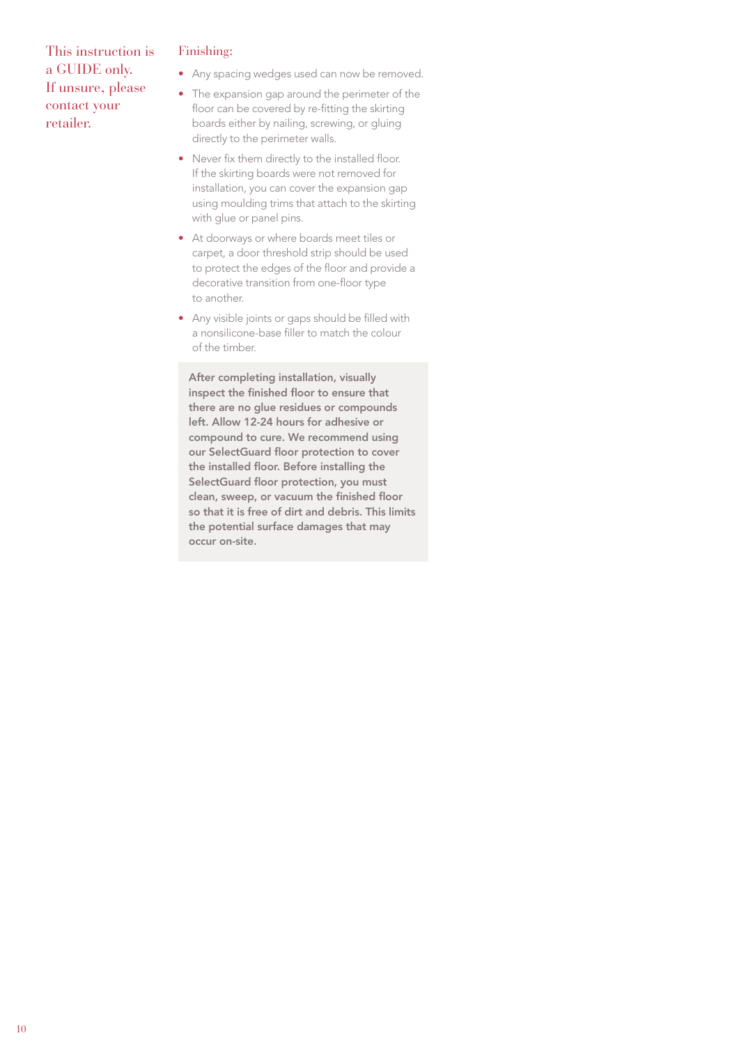This instruction is a GUIDE only. If unsure, please contact your retailer.

### Finishing:

- Any spacing wedges used can now be removed.
- The expansion gap around the perimeter of the floor can be covered by re-fitting the skirting boards either by nailing, screwing, or gluing directly to the perimeter walls.
- Never fix them directly to the installed floor. If the skirting boards were not removed for installation, you can cover the expansion gap using moulding trims that attach to the skirting with glue or panel pins.
- At doorways or where boards meet tiles or carpet, a door threshold strip should be used to protect the edges of the floor and provide a decorative transition from one-floor type to another.
- Any visible joints or gaps should be filled with a nonsilicone-base filler to match the colour of the timber.

**After completing installation, visually inspect the finished floor to ensure that there are no glue residues or compounds left. Allow 12-24 hours for adhesive or compound to cure. We recommend using our SelectGuard floor protection to cover the installed floor. Before installing the SelectGuard floor protection, you must clean, sweep, or vacuum the finished floor so that it is free of dirt and debris. This limits the potential surface damages that may occur on-site.**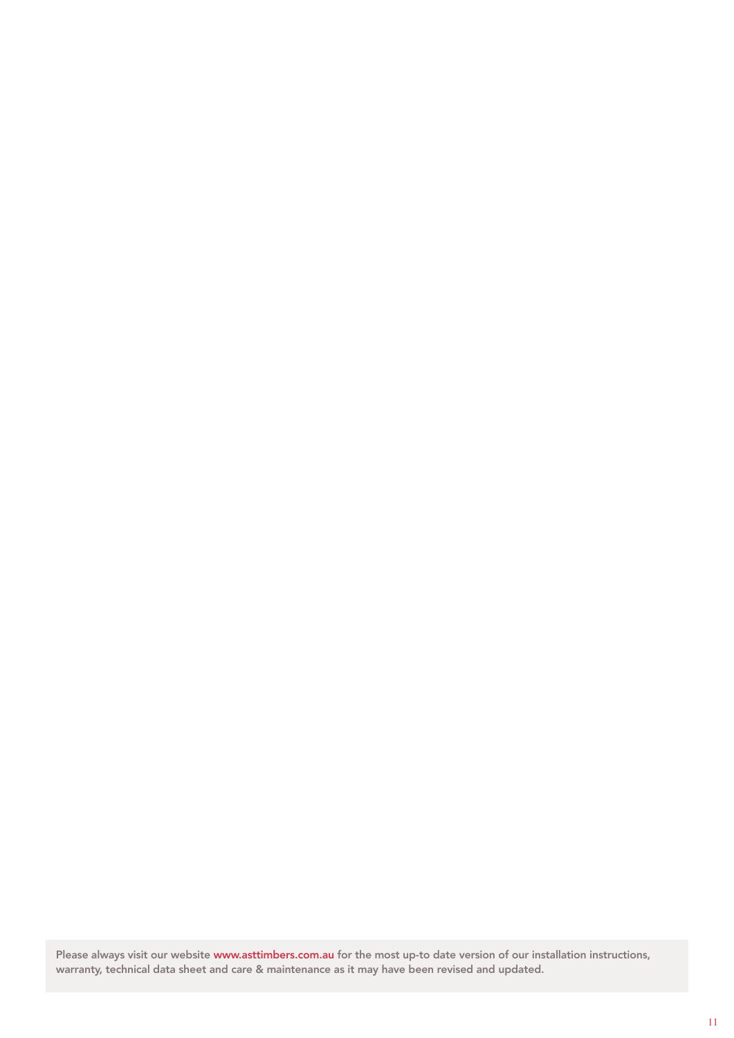Please always visit our website www.asttimbers.com.au for the most up-to date version of our installation instructions, warranty, technical data sheet and care & maintenance as it may have been revised and updated.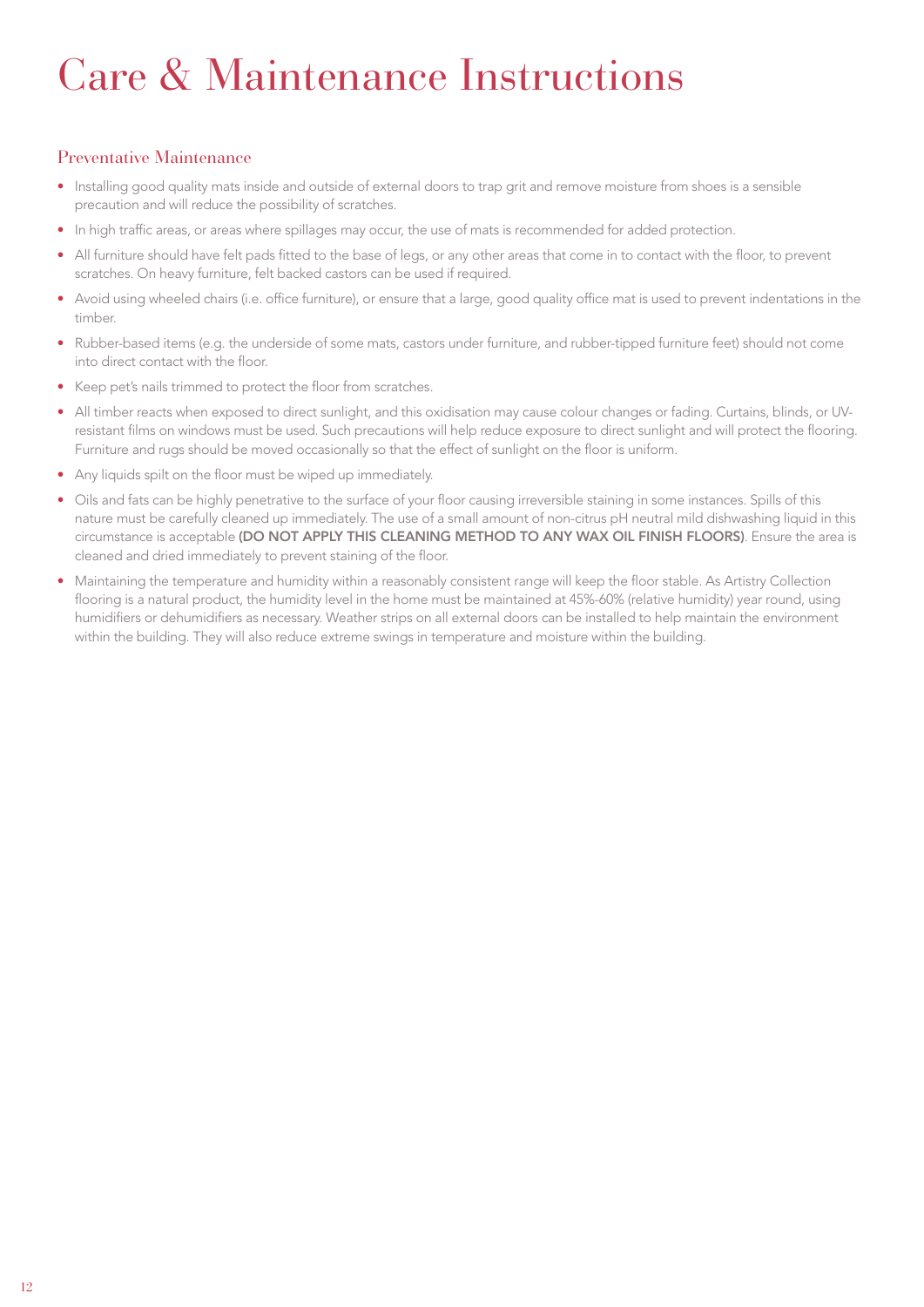# Care & Maintenance Instructions

## Preventative Maintenance

- Installing good quality mats inside and outside of external doors to trap grit and remove moisture from shoes is a sensible precaution and will reduce the possibility of scratches.
- In high traffic areas, or areas where spillages may occur, the use of mats is recommended for added protection.
- All furniture should have felt pads fitted to the base of legs, or any other areas that come in to contact with the floor, to prevent scratches. On heavy furniture, felt backed castors can be used if required.
- Avoid using wheeled chairs (i.e. office furniture), or ensure that a large, good quality office mat is used to prevent indentations in the timber.
- Rubber-based items (e.g. the underside of some mats, castors under furniture, and rubber-tipped furniture feet) should not come into direct contact with the floor.
- Keep pet's nails trimmed to protect the floor from scratches.
- All timber reacts when exposed to direct sunlight, and this oxidisation may cause colour changes or fading. Curtains, blinds, or UV-resistant films on windows must be used. Such precautions will help reduce exposure to direct sunlight and will protect the flooring. Furniture and rugs should be moved occasionally so that the effect of sunlight on the floor is uniform.
- Any liquids spilt on the floor must be wiped up immediately.
- Oils and fats can be highly penetrative to the surface of your floor causing irreversible staining in some instances. Spills of this nature must be carefully cleaned up immediately. The use of a small amount of non-citrus pH neutral mild dishwashing liquid in this circumstance is acceptable **(DO NOT APPLY THIS CLEANING METHOD TO ANY WAX OIL FINISH FLOORS)**. Ensure the area is cleaned and dried immediately to prevent staining of the floor.
- Maintaining the temperature and humidity within a reasonably consistent range will keep the floor stable. As Artistry Collection flooring is a natural product, the humidity level in the home must be maintained at 45%-60% (relative humidity) year round, using humidifiers or dehumidifiers as necessary. Weather strips on all external doors can be installed to help maintain the environment within the building. They will also reduce extreme swings in temperature and moisture within the building.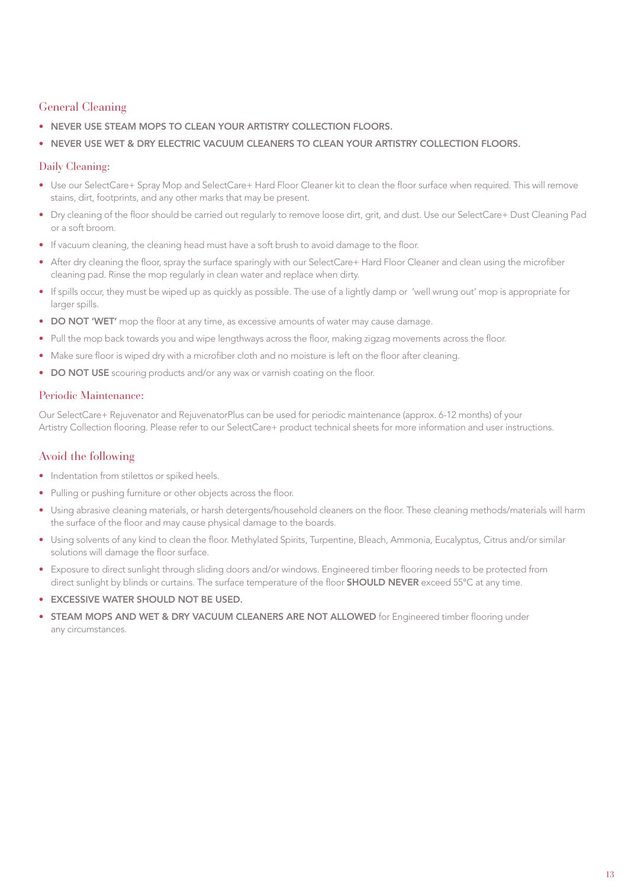## General Cleaning

- **NEVER USE STEAM MOPS TO CLEAN YOUR ARTISTRY COLLECTION FLOORS.**
- **NEVER USE WET & DRY ELECTRIC VACUUM CLEANERS TO CLEAN YOUR ARTISTRY COLLECTION FLOORS.**

### Daily Cleaning:

- Use our SelectCare+ Spray Mop and SelectCare+ Hard Floor Cleaner kit to clean the floor surface when required. This will remove stains, dirt, footprints, and any other marks that may be present.
- Dry cleaning of the floor should be carried out regularly to remove loose dirt, grit, and dust. Use our SelectCare+ Dust Cleaning Pad or a soft broom.
- If vacuum cleaning, the cleaning head must have a soft brush to avoid damage to the floor.
- After dry cleaning the floor, spray the surface sparingly with our SelectCare+ Hard Floor Cleaner and clean using the microfiber cleaning pad. Rinse the mop regularly in clean water and replace when dirty.
- If spills occur, they must be wiped up as quickly as possible. The use of a lightly damp or 'well wrung out' mop is appropriate for larger spills.
- **DO NOT 'WET'** mop the floor at any time, as excessive amounts of water may cause damage.
- Pull the mop back towards you and wipe lengthways across the floor, making zigzag movements across the floor.
- Make sure floor is wiped dry with a microfiber cloth and no moisture is left on the floor after cleaning.
- **DO NOT USE** scouring products and/or any wax or varnish coating on the floor.

### Periodic Maintenance:

Our SelectCare+ Rejuvenator and RejuvenatorPlus can be used for periodic maintenance (approx. 6-12 months) of your Artistry Collection flooring. Please refer to our SelectCare+ product technical sheets for more information and user instructions.

## Avoid the following

- Indentation from stilettos or spiked heels.
- Pulling or pushing furniture or other objects across the floor.
- Using abrasive cleaning materials, or harsh detergents/household cleaners on the floor. These cleaning methods/materials will harm the surface of the floor and may cause physical damage to the boards.
- Using solvents of any kind to clean the floor. Methylated Spirits, Turpentine, Bleach, Ammonia, Eucalyptus, Citrus and/or similar solutions will damage the floor surface.
- Exposure to direct sunlight through sliding doors and/or windows. Engineered timber flooring needs to be protected from direct sunlight by blinds or curtains. The surface temperature of the floor **SHOULD NEVER** exceed 55°C at any time.
- **EXCESSIVE WATER SHOULD NOT BE USED.**
- **STEAM MOPS AND WET & DRY VACUUM CLEANERS ARE NOT ALLOWED** for Engineered timber flooring under any circumstances.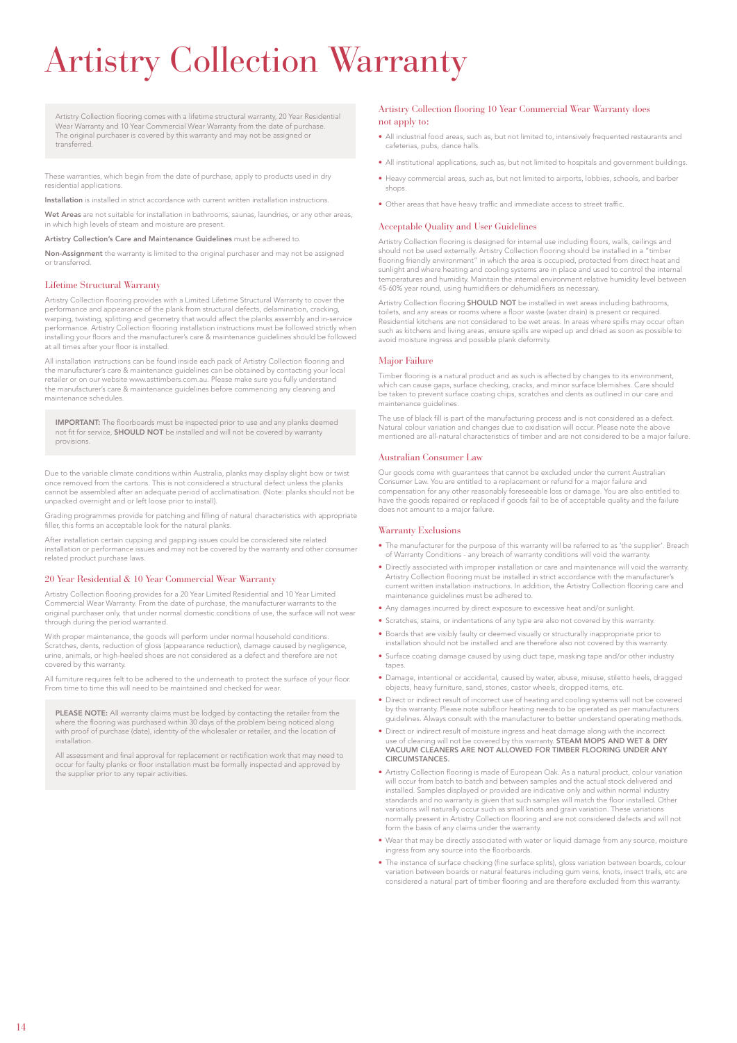# Artistry Collection Warranty

Artistry Collection flooring comes with a lifetime structural warranty, 20 Year Residential Wear Warranty and 10 Year Commercial Wear Warranty from the date of purchase. The original purchaser is covered by this warranty and may not be assigned or transferred.

These warranties, which begin from the date of purchase, apply to products used in dry residential applications.

**Installation** is installed in strict accordance with current written installation instructions.

**Wet Areas** are not suitable for installation in bathrooms, saunas, laundries, or any other areas, in which high levels of steam and moisture are present.

**Artistry Collection's Care and Maintenance Guidelines** must be adhered to.

**Non-Assignment** the warranty is limited to the original purchaser and may not be assigned or transferred.

## Lifetime Structural Warranty

Artistry Collection flooring provides with a Limited Lifetime Structural Warranty to cover the performance and appearance of the plank from structural defects, delamination, cracking, warping, twisting, splitting and geometry that would affect the planks assembly and in-service performance. Artistry Collection flooring installation instructions must be followed strictly when installing your floors and the manufacturer's care & maintenance guidelines should be followed at all times after your floor is installed.

All installation instructions can be found inside each pack of Artistry Collection flooring and the manufacturer's care & maintenance guidelines can be obtained by contacting your local retailer or on our website www.asttimbers.com.au. Please make sure you fully understand the manufacturer's care & maintenance guidelines before commencing any cleaning and maintenance schedules.

**IMPORTANT:** The floorboards must be inspected prior to use and any planks deemed not fit for service, **SHOULD NOT** be installed and will not be covered by warranty provisions.

Due to the variable climate conditions within Australia, planks may display slight bow or twist once removed from the cartons. This is not considered a structural defect unless the planks cannot be assembled after an adequate period of acclimatisation. (Note: planks should not be unpacked overnight and or left loose prior to install).

Grading programmes provide for patching and filling of natural characteristics with appropriate filler, this forms an acceptable look for the natural planks.

After installation certain cupping and gapping issues could be considered site related installation or performance issues and may not be covered by the warranty and other consumer related product purchase laws.

## 20 Year Residential & 10 Year Commercial Wear Warranty

Artistry Collection flooring provides for a 20 Year Limited Residential and 10 Year Limited Commercial Wear Warranty. From the date of purchase, the manufacturer warrants to the original purchaser only, that under normal domestic conditions of use, the surface will not wear through during the period warranted.

With proper maintenance, the goods will perform under normal household conditions. Scratches, dents, reduction of gloss (appearance reduction), damage caused by negligence, urine, animals, or high-heeled shoes are not considered as a defect and therefore are not covered by this warranty.

All furniture requires felt to be adhered to the underneath to protect the surface of your floor. From time to time this will need to be maintained and checked for wear.

**PLEASE NOTE:** All warranty claims must be lodged by contacting the retailer from the where the flooring was purchased within 30 days of the problem being noticed along with proof of purchase (date), identity of the wholesaler or retailer, and the location of installation.

All assessment and final approval for replacement or rectification work that may need to occur for faulty planks or floor installation must be formally inspected and approved by the supplier prior to any repair activities.

## Artistry Collection flooring 10 Year Commercial Wear Warranty does not apply to:

- All industrial food areas, such as, but not limited to, intensively frequented restaurants and cafeterias, pubs, dance halls.
- All institutional applications, such as, but not limited to hospitals and government buildings.
- Heavy commercial areas, such as, but not limited to airports, lobbies, schools, and barber shops.
- Other areas that have heavy traffic and immediate access to street traffic.

## Acceptable Quality and User Guidelines

Artistry Collection flooring is designed for internal use including floors, walls, ceilings and should not be used externally. Artistry Collection flooring should be installed in a "timber flooring friendly environment" in which the area is occupied, protected from direct heat and sunlight and where heating and cooling systems are in place and used to control the internal temperatures and humidity. Maintain the internal environment relative humidity level between 45-60% year round, using humidifiers or dehumidifiers as necessary.

Artistry Collection flooring **SHOULD NOT** be installed in wet areas including bathrooms, toilets, and any areas or rooms where a floor waste (water drain) is present or required. Residential kitchens are not considered to be wet areas. In areas where spills may occur often such as kitchens and living areas, ensure spills are wiped up and dried as soon as possible to avoid moisture ingress and possible plank deformity.

## Major Failure

Timber flooring is a natural product and as such is affected by changes to its environment, which can cause gaps, surface checking, cracks, and minor surface blemishes. Care should be taken to prevent surface coating chips, scratches and dents as outlined in our care and maintenance guidelines.

The use of black fill is part of the manufacturing process and is not considered as a defect. Natural colour variation and changes due to oxidisation will occur. Please note the above mentioned are all-natural characteristics of timber and are not considered to be a major failure.

## Australian Consumer Law

Our goods come with guarantees that cannot be excluded under the current Australian Consumer Law. You are entitled to a replacement or refund for a major failure and compensation for any other reasonably foreseeable loss or damage. You are also entitled to have the goods repaired or replaced if goods fail to be of acceptable quality and the failure does not amount to a major failure.

## Warranty Exclusions

- The manufacturer for the purpose of this warranty will be referred to as 'the supplier'. Breach of Warranty Conditions - any breach of warranty conditions will void the warranty.
- Directly associated with improper installation or care and maintenance will void the warranty. Artistry Collection flooring must be installed in strict accordance with the manufacturer's current written installation instructions. In addition, the Artistry Collection flooring care and maintenance guidelines must be adhered to.
- Any damages incurred by direct exposure to excessive heat and/or sunlight.
- Scratches, stains, or indentations of any type are also not covered by this warranty.
- Boards that are visibly faulty or deemed visually or structurally inappropriate prior to installation should not be installed and are therefore also not covered by this warranty.
- Surface coating damage caused by using duct tape, masking tape and/or other industry tapes.
- Damage, intentional or accidental, caused by water, abuse, misuse, stiletto heels, dragged objects, heavy furniture, sand, stones, castor wheels, dropped items, etc.
- Direct or indirect result of incorrect use of heating and cooling systems will not be covered by this warranty. Please note subfloor heating needs to be operated as per manufacturers guidelines. Always consult with the manufacturer to better understand operating methods.
- Direct or indirect result of moisture ingress and heat damage along with the incorrect use of cleaning will not be covered by this warranty. **STEAM MOPS AND WET & DRY VACUUM CLEANERS ARE NOT ALLOWED FOR TIMBER FLOORING UNDER ANY CIRCUMSTANCES.**
- Artistry Collection flooring is made of European Oak. As a natural product, colour variation will occur from batch to batch and between samples and the actual stock delivered and installed. Samples displayed or provided are indicative only and within normal industry standards and no warranty is given that such samples will match the floor installed. Other variations will naturally occur such as small knots and grain variation. These variations normally present in Artistry Collection flooring and are not considered defects and will not form the basis of any claims under the warranty.
- Wear that may be directly associated with water or liquid damage from any source, moisture ingress from any source into the floorboards.
- The instance of surface checking (fine surface splits), gloss variation between boards, colour variation between boards or natural features including gum veins, knots, insect trails, etc are considered a natural part of timber flooring and are therefore excluded from this warranty.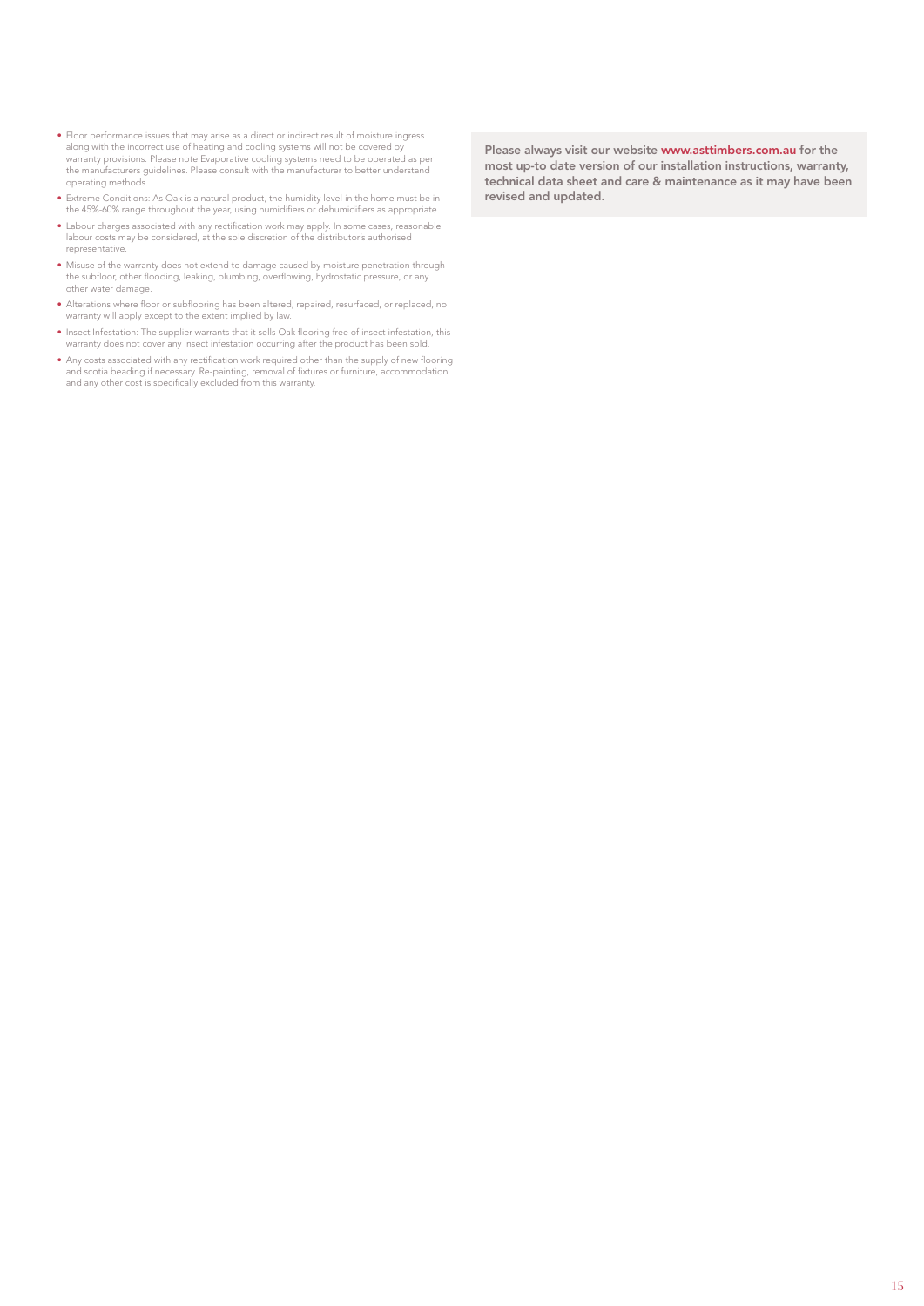- Floor performance issues that may arise as a direct or indirect result of moisture ingress along with the incorrect use of heating and cooling systems will not be covered by warranty provisions. Please note Evaporative cooling systems need to be operated as per the manufacturers guidelines. Please consult with the manufacturer to better understand operating methods.
- Extreme Conditions: As Oak is a natural product, the humidity level in the home must be in the 45%-60% range throughout the year, using humidifiers or dehumidifiers as appropriate.
- Labour charges associated with any rectification work may apply. In some cases, reasonable labour costs may be considered, at the sole discretion of the distributor's authorised representative.
- Misuse of the warranty does not extend to damage caused by moisture penetration through the subfloor, other flooding, leaking, plumbing, overflowing, hydrostatic pressure, or any other water damage.
- Alterations where floor or subflooring has been altered, repaired, resurfaced, or replaced, no warranty will apply except to the extent implied by law.
- Insect Infestation: The supplier warrants that it sells Oak flooring free of insect infestation, this warranty does not cover any insect infestation occurring after the product has been sold.
- Any costs associated with any rectification work required other than the supply of new flooring and scotia beading if necessary. Re-painting, removal of fixtures or furniture, accommodation and any other cost is specifically excluded from this warranty.

**Please always visit our website www.asttimbers.com.au for the most up-to date version of our installation instructions, warranty, technical data sheet and care & maintenance as it may have been revised and updated.**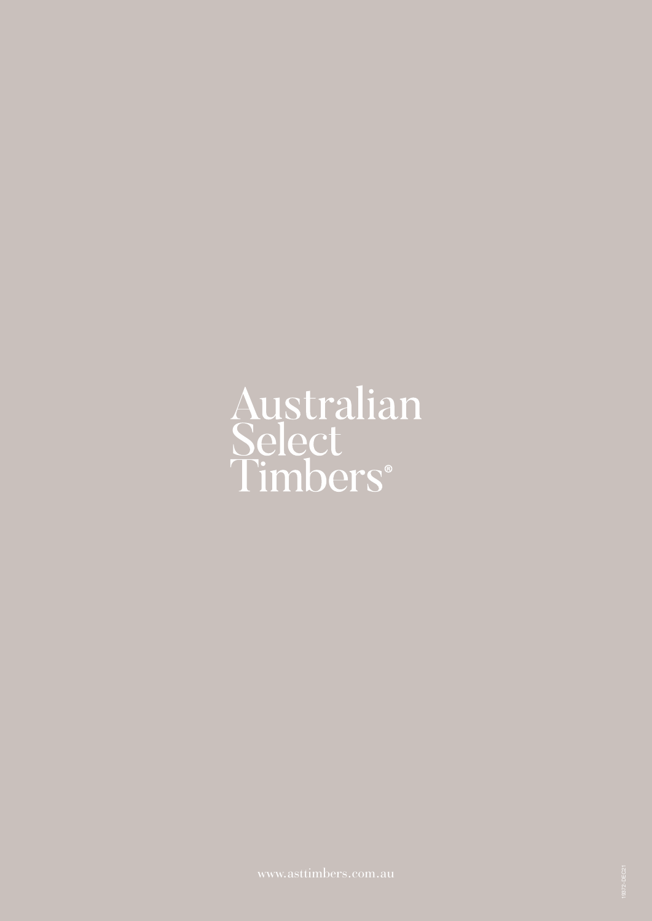Australian Select Timbers®

www.asttimbers.com.au

19372-DEC21